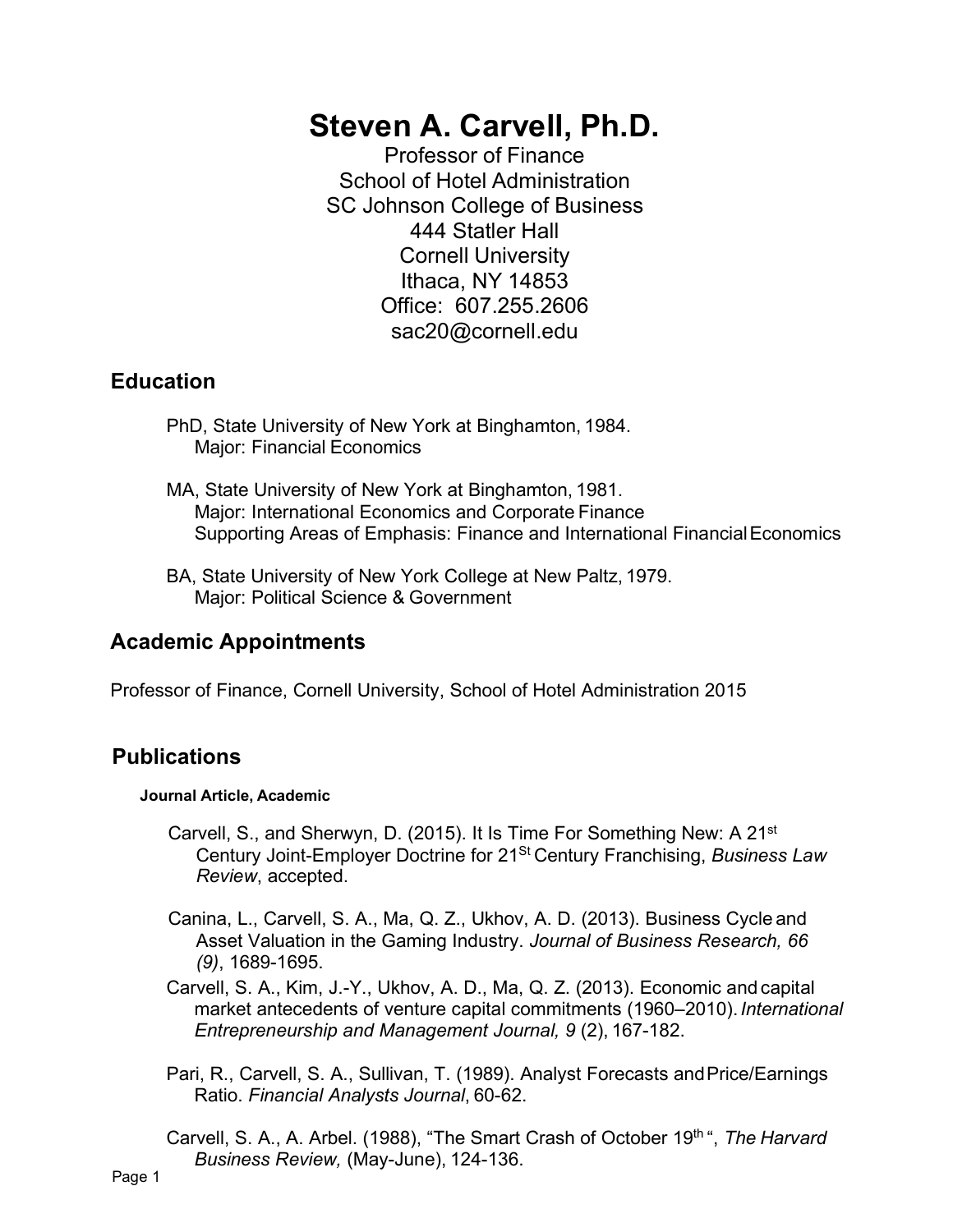# Steven A. Carvell, Ph.D.

Professor of Finance
School of Hotel Administration
SC Johnson College of Business
444 Statler Hall
Cornell University
Ithaca, NY 14853
Office: 607.255.2606
sac20@cornell.edu

## Education

PhD, State University of New York at Binghamton, 1984.
Major: Financial Economics

MA, State University of New York at Binghamton, 1981.
Major: International Economics and Corporate Finance
Supporting Areas of Emphasis: Finance and International Financial Economics

BA, State University of New York College at New Paltz, 1979.
Major: Political Science & Government

## Academic Appointments

Professor of Finance, Cornell University, School of Hotel Administration 2015

## Publications

#### Journal Article, Academic

Carvell, S., and Sherwyn, D. (2015). It Is Time For Something New: A 21st Century Joint-Employer Doctrine for 21St Century Franchising, *Business Law Review*, accepted.

Canina, L., Carvell, S. A., Ma, Q. Z., Ukhov, A. D. (2013). Business Cycle and Asset Valuation in the Gaming Industry. *Journal of Business Research, 66 (9)*, 1689-1695.

Carvell, S. A., Kim, J.-Y., Ukhov, A. D., Ma, Q. Z. (2013). Economic and capital market antecedents of venture capital commitments (1960–2010). *International Entrepreneurship and Management Journal, 9* (2), 167-182.

Pari, R., Carvell, S. A., Sullivan, T. (1989). Analyst Forecasts and Price/Earnings Ratio. *Financial Analysts Journal*, 60-62.

Carvell, S. A., A. Arbel. (1988), "The Smart Crash of October 19th ", *The Harvard Business Review,* (May-June), 124-136.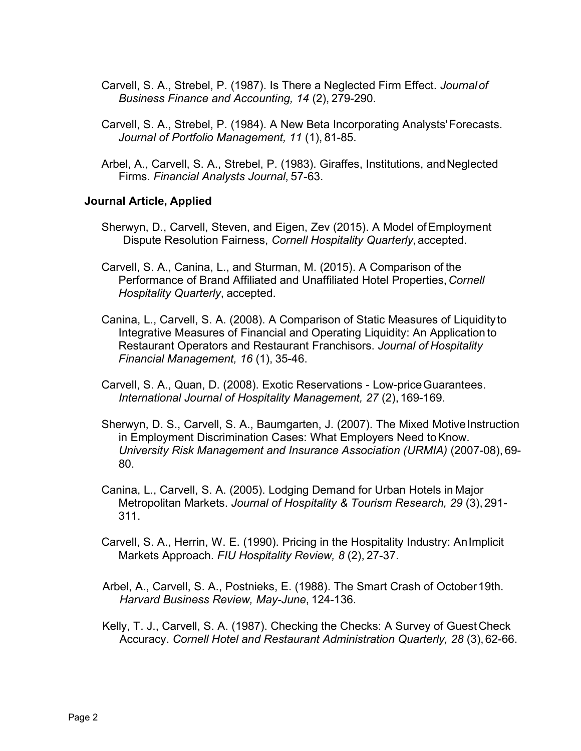Carvell, S. A., Strebel, P. (1987). Is There a Neglected Firm Effect. *Journal of Business Finance and Accounting, 14* (2), 279-290.

Carvell, S. A., Strebel, P. (1984). A New Beta Incorporating Analysts' Forecasts. *Journal of Portfolio Management, 11* (1), 81-85.

Arbel, A., Carvell, S. A., Strebel, P. (1983). Giraffes, Institutions, and Neglected Firms. *Financial Analysts Journal*, 57-63.

**Journal Article, Applied**

Sherwyn, D., Carvell, Steven, and Eigen, Zev (2015). A Model of Employment Dispute Resolution Fairness, *Cornell Hospitality Quarterly*, accepted.

Carvell, S. A., Canina, L., and Sturman, M. (2015). A Comparison of the Performance of Brand Affiliated and Unaffiliated Hotel Properties, *Cornell Hospitality Quarterly*, accepted.

Canina, L., Carvell, S. A. (2008). A Comparison of Static Measures of Liquidity to Integrative Measures of Financial and Operating Liquidity: An Application to Restaurant Operators and Restaurant Franchisors. *Journal of Hospitality Financial Management, 16* (1), 35-46.

Carvell, S. A., Quan, D. (2008). Exotic Reservations - Low-price Guarantees. *International Journal of Hospitality Management, 27* (2), 169-169.

Sherwyn, D. S., Carvell, S. A., Baumgarten, J. (2007). The Mixed Motive Instruction in Employment Discrimination Cases: What Employers Need to Know. *University Risk Management and Insurance Association (URMIA)* (2007-08), 69-80.

Canina, L., Carvell, S. A. (2005). Lodging Demand for Urban Hotels in Major Metropolitan Markets. *Journal of Hospitality & Tourism Research, 29* (3), 291-311.

Carvell, S. A., Herrin, W. E. (1990). Pricing in the Hospitality Industry: An Implicit Markets Approach. *FIU Hospitality Review, 8* (2), 27-37.

Arbel, A., Carvell, S. A., Postnieks, E. (1988). The Smart Crash of October 19th. *Harvard Business Review, May-June*, 124-136.

Kelly, T. J., Carvell, S. A. (1987). Checking the Checks: A Survey of Guest Check Accuracy. *Cornell Hotel and Restaurant Administration Quarterly, 28* (3), 62-66.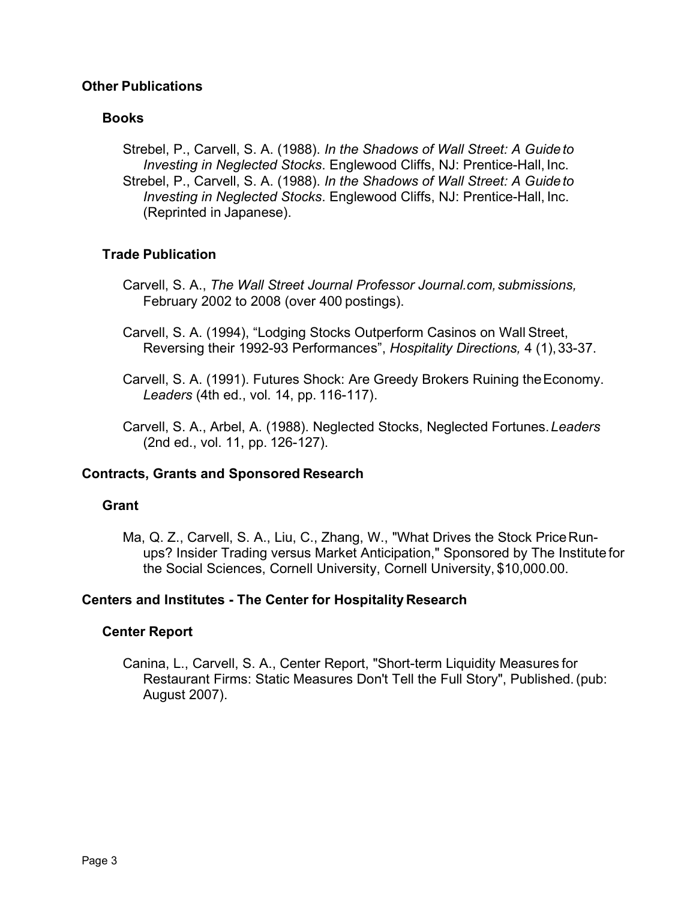## Other Publications

### Books

Strebel, P., Carvell, S. A. (1988). *In the Shadows of Wall Street: A Guide to Investing in Neglected Stocks*. Englewood Cliffs, NJ: Prentice-Hall, Inc.

Strebel, P., Carvell, S. A. (1988). *In the Shadows of Wall Street: A Guide to Investing in Neglected Stocks*. Englewood Cliffs, NJ: Prentice-Hall, Inc. (Reprinted in Japanese).

### Trade Publication

Carvell, S. A., *The Wall Street Journal Professor Journal.com, submissions,* February 2002 to 2008 (over 400 postings).

Carvell, S. A. (1994), "Lodging Stocks Outperform Casinos on Wall Street, Reversing their 1992-93 Performances", *Hospitality Directions,* 4 (1), 33-37.

Carvell, S. A. (1991). Futures Shock: Are Greedy Brokers Ruining the Economy. *Leaders* (4th ed., vol. 14, pp. 116-117).

Carvell, S. A., Arbel, A. (1988). Neglected Stocks, Neglected Fortunes. *Leaders* (2nd ed., vol. 11, pp. 126-127).

## Contracts, Grants and Sponsored Research

### Grant

Ma, Q. Z., Carvell, S. A., Liu, C., Zhang, W., "What Drives the Stock Price Run-ups? Insider Trading versus Market Anticipation," Sponsored by The Institute for the Social Sciences, Cornell University, Cornell University, $10,000.00.

## Centers and Institutes - The Center for Hospitality Research

### Center Report

Canina, L., Carvell, S. A., Center Report, "Short-term Liquidity Measures for Restaurant Firms: Static Measures Don't Tell the Full Story", Published. (pub: August 2007).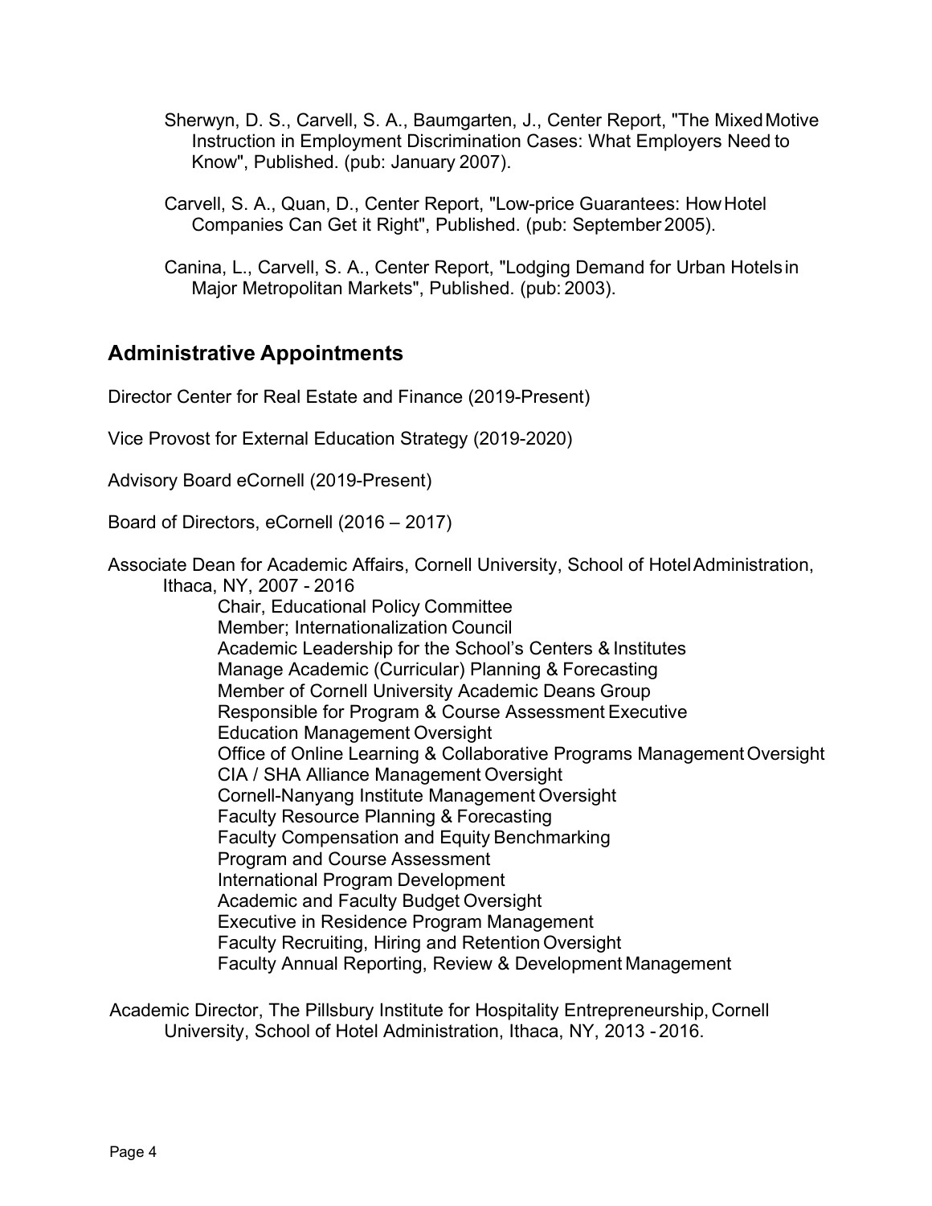Sherwyn, D. S., Carvell, S. A., Baumgarten, J., Center Report, "The Mixed Motive Instruction in Employment Discrimination Cases: What Employers Need to Know", Published. (pub: January 2007).

Carvell, S. A., Quan, D., Center Report, "Low-price Guarantees: How Hotel Companies Can Get it Right", Published. (pub: September 2005).

Canina, L., Carvell, S. A., Center Report, "Lodging Demand for Urban Hotels in Major Metropolitan Markets", Published. (pub: 2003).

## Administrative Appointments

Director Center for Real Estate and Finance (2019-Present)

Vice Provost for External Education Strategy (2019-2020)

Advisory Board eCornell (2019-Present)

Board of Directors, eCornell (2016 – 2017)

Associate Dean for Academic Affairs, Cornell University, School of Hotel Administration, Ithaca, NY, 2007 - 2016

- Chair, Educational Policy Committee
- Member; Internationalization Council
- Academic Leadership for the School's Centers & Institutes
- Manage Academic (Curricular) Planning & Forecasting
- Member of Cornell University Academic Deans Group
- Responsible for Program & Course Assessment Executive
- Education Management Oversight
- Office of Online Learning & Collaborative Programs Management Oversight
- CIA / SHA Alliance Management Oversight
- Cornell-Nanyang Institute Management Oversight
- Faculty Resource Planning & Forecasting
- Faculty Compensation and Equity Benchmarking
- Program and Course Assessment
- International Program Development
- Academic and Faculty Budget Oversight
- Executive in Residence Program Management
- Faculty Recruiting, Hiring and Retention Oversight
- Faculty Annual Reporting, Review & Development Management

Academic Director, The Pillsbury Institute for Hospitality Entrepreneurship, Cornell University, School of Hotel Administration, Ithaca, NY, 2013 - 2016.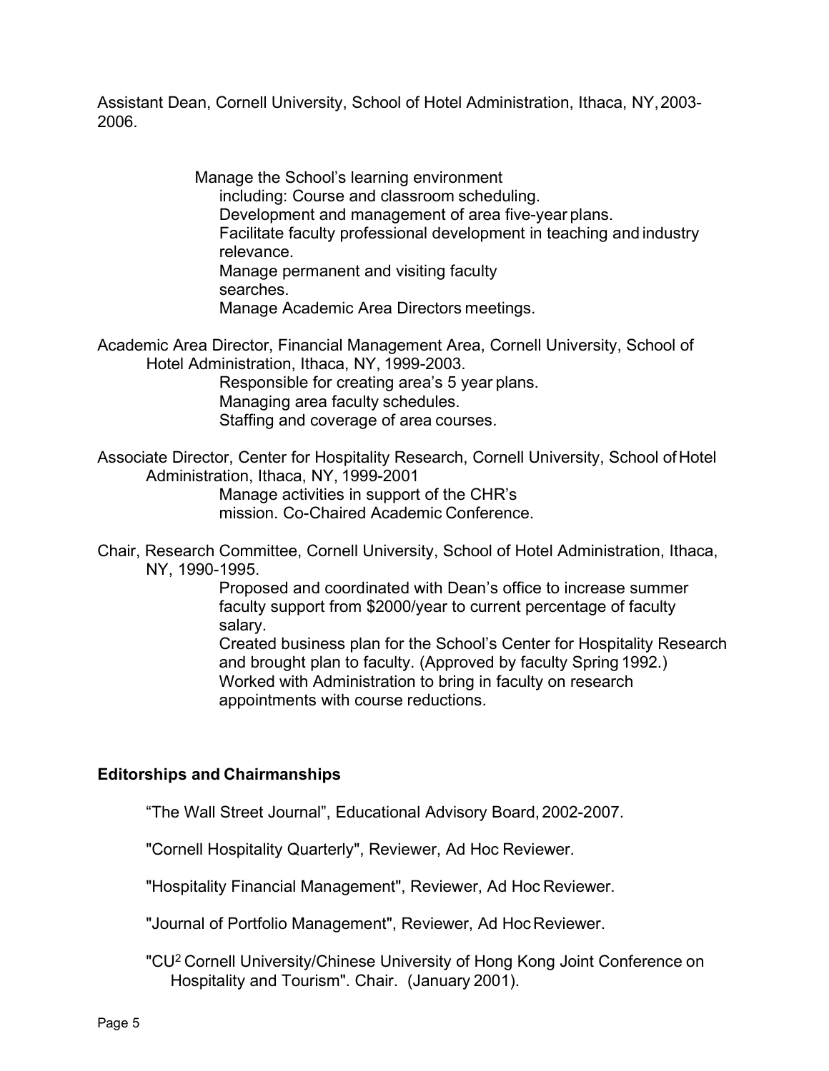Assistant Dean, Cornell University, School of Hotel Administration, Ithaca, NY, 2003-2006.

Manage the School's learning environment including: Course and classroom scheduling.
Development and management of area five-year plans.
Facilitate faculty professional development in teaching and industry relevance.
Manage permanent and visiting faculty searches.
Manage Academic Area Directors meetings.

Academic Area Director, Financial Management Area, Cornell University, School of Hotel Administration, Ithaca, NY, 1999-2003.
Responsible for creating area's 5 year plans.
Managing area faculty schedules.
Staffing and coverage of area courses.

Associate Director, Center for Hospitality Research, Cornell University, School of Hotel Administration, Ithaca, NY, 1999-2001
Manage activities in support of the CHR's mission. Co-Chaired Academic Conference.

Chair, Research Committee, Cornell University, School of Hotel Administration, Ithaca, NY, 1990-1995.
Proposed and coordinated with Dean's office to increase summer faculty support from $2000/year to current percentage of faculty salary.
Created business plan for the School's Center for Hospitality Research and brought plan to faculty. (Approved by faculty Spring 1992.)
Worked with Administration to bring in faculty on research appointments with course reductions.

**Editorships and Chairmanships**

"The Wall Street Journal", Educational Advisory Board, 2002-2007.

"Cornell Hospitality Quarterly", Reviewer, Ad Hoc Reviewer.

"Hospitality Financial Management", Reviewer, Ad Hoc Reviewer.

"Journal of Portfolio Management", Reviewer, Ad Hoc Reviewer.

"$CU^2$ Cornell University/Chinese University of Hong Kong Joint Conference on Hospitality and Tourism". Chair. (January 2001).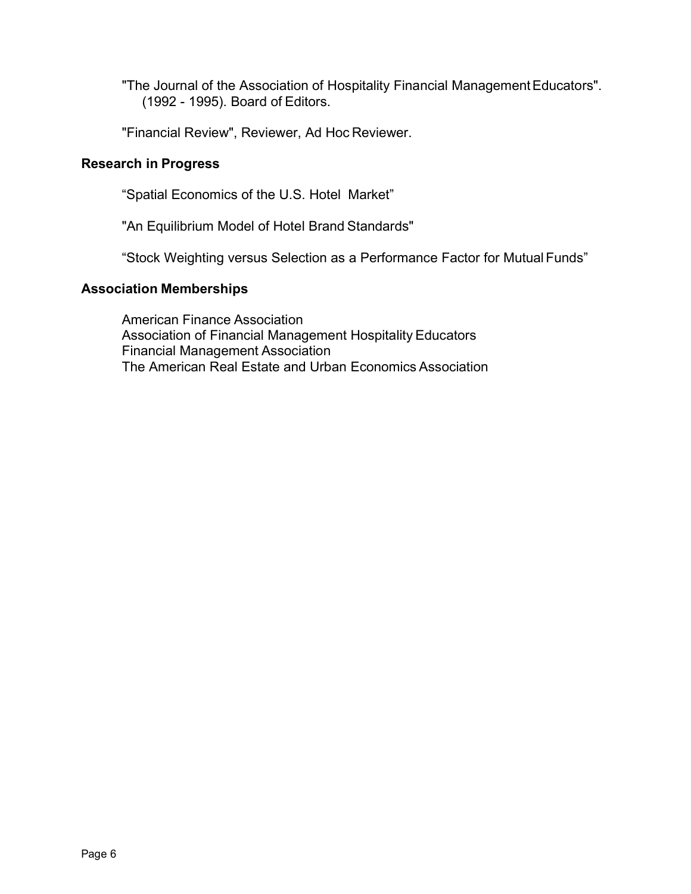"The Journal of the Association of Hospitality Financial Management Educators". (1992 - 1995). Board of Editors.

"Financial Review", Reviewer, Ad Hoc Reviewer.

**Research in Progress**

“Spatial Economics of the U.S. Hotel Market”

"An Equilibrium Model of Hotel Brand Standards"

“Stock Weighting versus Selection as a Performance Factor for Mutual Funds”

**Association Memberships**

American Finance Association
Association of Financial Management Hospitality Educators
Financial Management Association
The American Real Estate and Urban Economics Association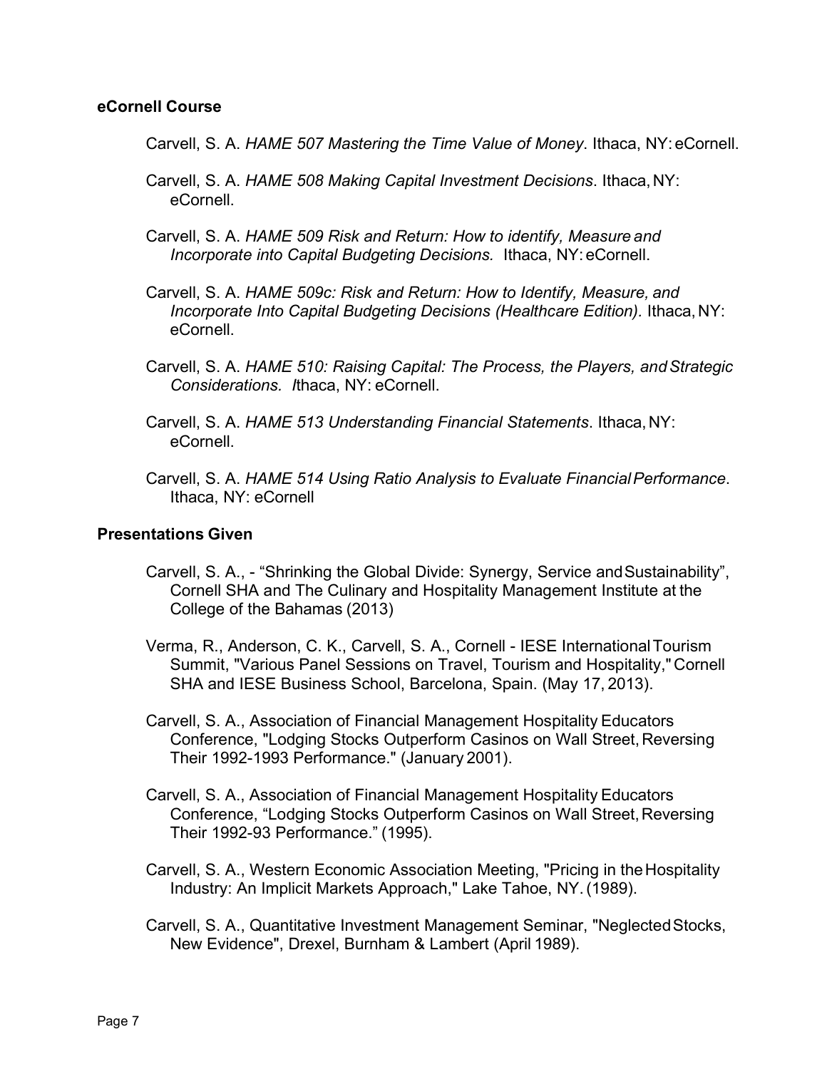### eCornell Course

Carvell, S. A. *HAME 507 Mastering the Time Value of Money*. Ithaca, NY: eCornell.

Carvell, S. A. *HAME 508 Making Capital Investment Decisions*. Ithaca, NY: eCornell.

Carvell, S. A. *HAME 509 Risk and Return: How to identify, Measure and Incorporate into Capital Budgeting Decisions.* Ithaca, NY: eCornell.

Carvell, S. A. *HAME 509c: Risk and Return: How to Identify, Measure, and Incorporate Into Capital Budgeting Decisions (Healthcare Edition).* Ithaca, NY: eCornell.

Carvell, S. A. *HAME 510: Raising Capital: The Process, the Players, and Strategic Considerations. I*thaca, NY: eCornell.

Carvell, S. A. *HAME 513 Understanding Financial Statements*. Ithaca, NY: eCornell.

Carvell, S. A. *HAME 514 Using Ratio Analysis to Evaluate Financial Performance*. Ithaca, NY: eCornell

### Presentations Given

Carvell, S. A., - “Shrinking the Global Divide: Synergy, Service and Sustainability”, Cornell SHA and The Culinary and Hospitality Management Institute at the College of the Bahamas (2013)

Verma, R., Anderson, C. K., Carvell, S. A., Cornell - IESE International Tourism Summit, "Various Panel Sessions on Travel, Tourism and Hospitality," Cornell SHA and IESE Business School, Barcelona, Spain. (May 17, 2013).

Carvell, S. A., Association of Financial Management Hospitality Educators Conference, "Lodging Stocks Outperform Casinos on Wall Street, Reversing Their 1992-1993 Performance." (January 2001).

Carvell, S. A., Association of Financial Management Hospitality Educators Conference, “Lodging Stocks Outperform Casinos on Wall Street, Reversing Their 1992-93 Performance.” (1995).

Carvell, S. A., Western Economic Association Meeting, "Pricing in the Hospitality Industry: An Implicit Markets Approach," Lake Tahoe, NY. (1989).

Carvell, S. A., Quantitative Investment Management Seminar, "Neglected Stocks, New Evidence", Drexel, Burnham & Lambert (April 1989).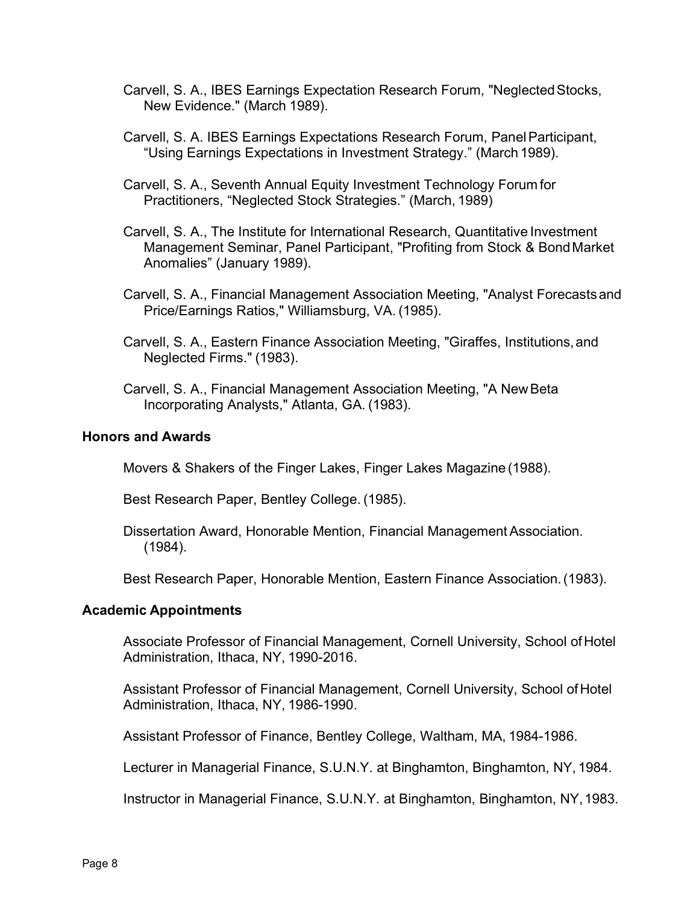Carvell, S. A., IBES Earnings Expectation Research Forum, "Neglected Stocks, New Evidence." (March 1989).

Carvell, S. A. IBES Earnings Expectations Research Forum, Panel Participant, "Using Earnings Expectations in Investment Strategy." (March 1989).

Carvell, S. A., Seventh Annual Equity Investment Technology Forum for Practitioners, "Neglected Stock Strategies." (March, 1989)

Carvell, S. A., The Institute for International Research, Quantitative Investment Management Seminar, Panel Participant, "Profiting from Stock & Bond Market Anomalies" (January 1989).

Carvell, S. A., Financial Management Association Meeting, "Analyst Forecasts and Price/Earnings Ratios," Williamsburg, VA. (1985).

Carvell, S. A., Eastern Finance Association Meeting, "Giraffes, Institutions, and Neglected Firms." (1983).

Carvell, S. A., Financial Management Association Meeting, "A New Beta Incorporating Analysts," Atlanta, GA. (1983).

### Honors and Awards

Movers & Shakers of the Finger Lakes, Finger Lakes Magazine (1988).

Best Research Paper, Bentley College. (1985).

Dissertation Award, Honorable Mention, Financial Management Association. (1984).

Best Research Paper, Honorable Mention, Eastern Finance Association. (1983).

### Academic Appointments

Associate Professor of Financial Management, Cornell University, School of Hotel Administration, Ithaca, NY, 1990-2016.

Assistant Professor of Financial Management, Cornell University, School of Hotel Administration, Ithaca, NY, 1986-1990.

Assistant Professor of Finance, Bentley College, Waltham, MA, 1984-1986.

Lecturer in Managerial Finance, S.U.N.Y. at Binghamton, Binghamton, NY, 1984.

Instructor in Managerial Finance, S.U.N.Y. at Binghamton, Binghamton, NY, 1983.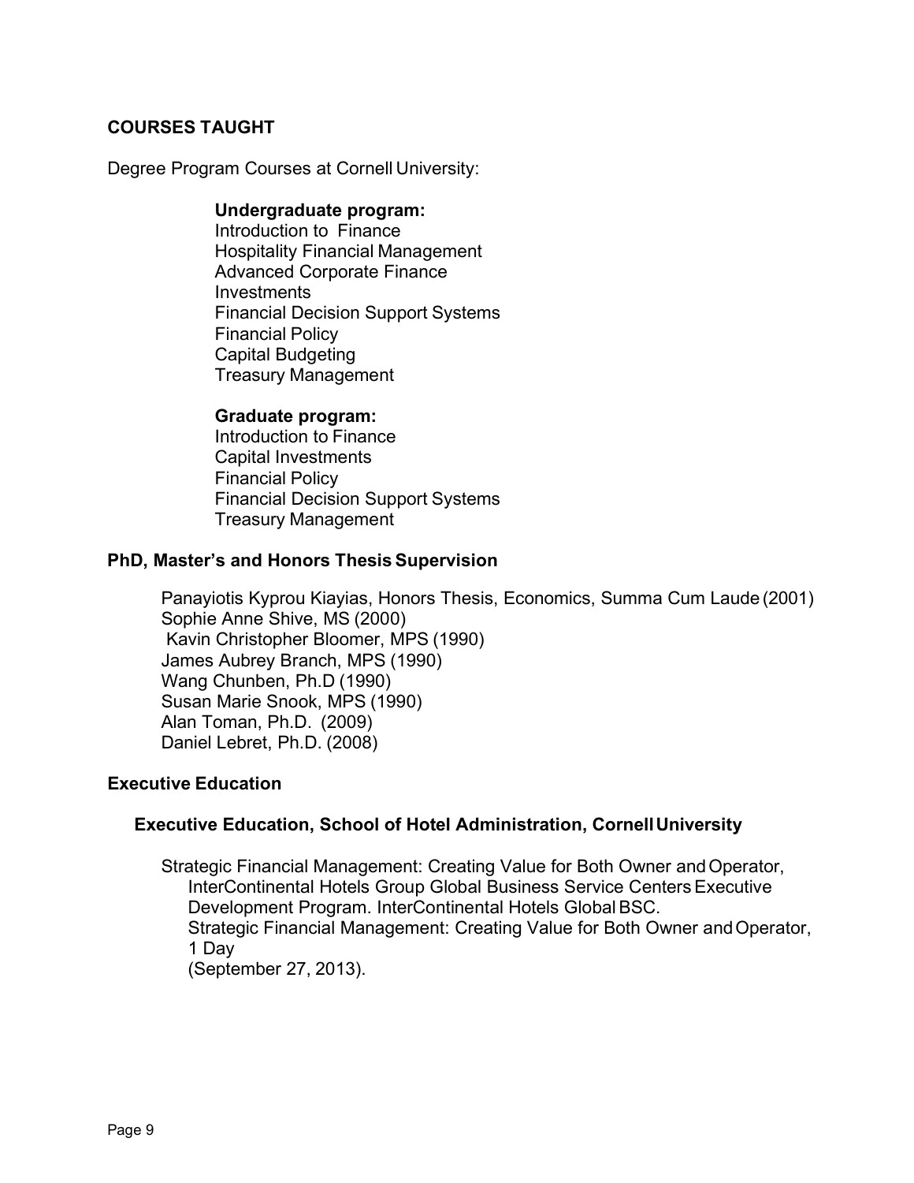## COURSES TAUGHT

Degree Program Courses at Cornell University:

**Undergraduate program:**

Introduction to Finance
Hospitality Financial Management
Advanced Corporate Finance
Investments
Financial Decision Support Systems
Financial Policy
Capital Budgeting
Treasury Management

**Graduate program:**

Introduction to Finance
Capital Investments
Financial Policy
Financial Decision Support Systems
Treasury Management

## PhD, Master's and Honors Thesis Supervision

Panayiotis Kyprou Kiayias, Honors Thesis, Economics, Summa Cum Laude (2001)
Sophie Anne Shive, MS (2000)
Kavin Christopher Bloomer, MPS (1990)
James Aubrey Branch, MPS (1990)
Wang Chunben, Ph.D (1990)
Susan Marie Snook, MPS (1990)
Alan Toman, Ph.D. (2009)
Daniel Lebret, Ph.D. (2008)

## Executive Education

### Executive Education, School of Hotel Administration, Cornell University

Strategic Financial Management: Creating Value for Both Owner and Operator, InterContinental Hotels Group Global Business Service Centers Executive Development Program. InterContinental Hotels Global BSC.
Strategic Financial Management: Creating Value for Both Owner and Operator, 1 Day
(September 27, 2013).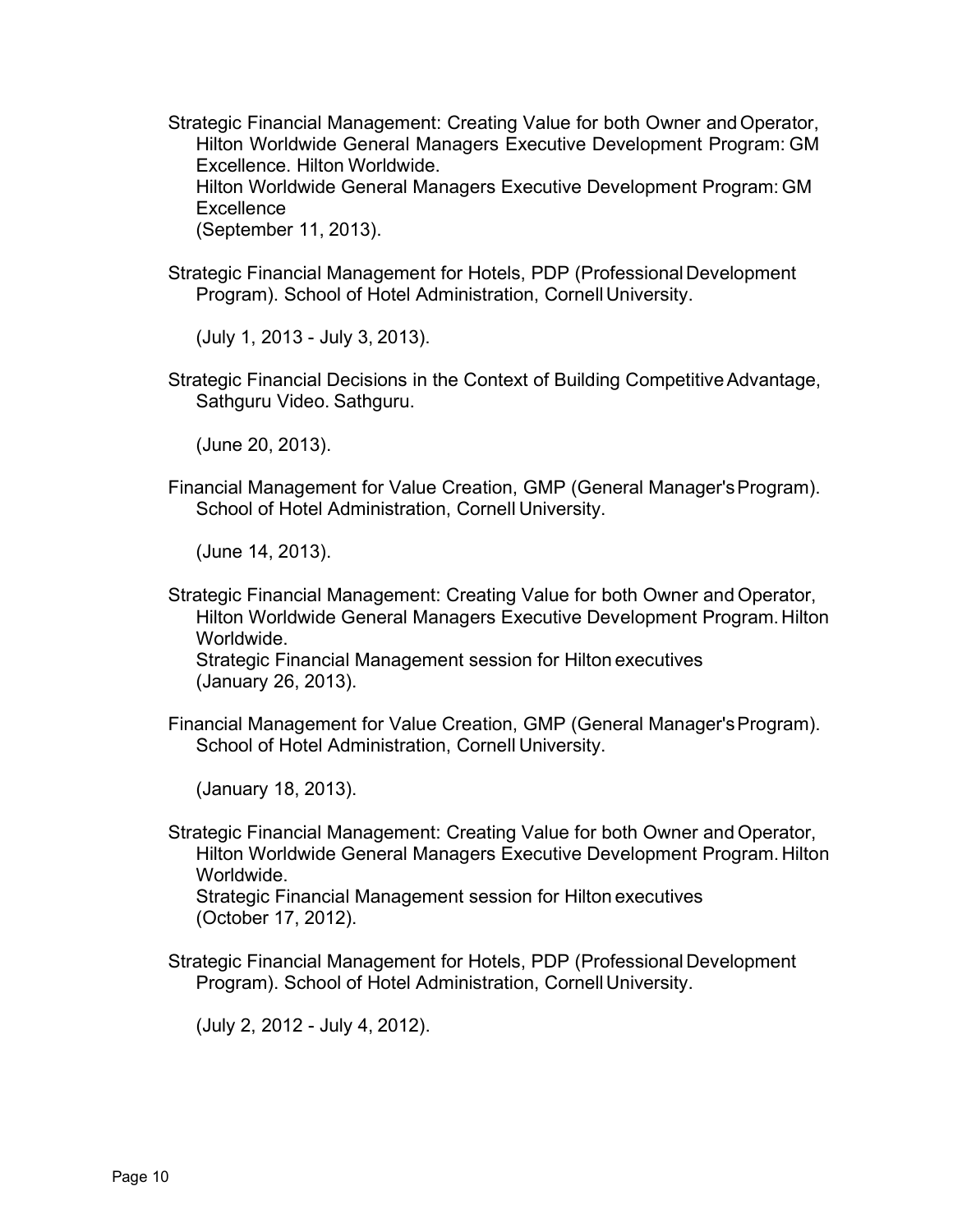Strategic Financial Management: Creating Value for both Owner and Operator, Hilton Worldwide General Managers Executive Development Program: GM Excellence. Hilton Worldwide.
Hilton Worldwide General Managers Executive Development Program: GM Excellence
(September 11, 2013).

Strategic Financial Management for Hotels, PDP (Professional Development Program). School of Hotel Administration, Cornell University.

(July 1, 2013 - July 3, 2013).

Strategic Financial Decisions in the Context of Building Competitive Advantage, Sathguru Video. Sathguru.

(June 20, 2013).

Financial Management for Value Creation, GMP (General Manager's Program). School of Hotel Administration, Cornell University.

(June 14, 2013).

Strategic Financial Management: Creating Value for both Owner and Operator, Hilton Worldwide General Managers Executive Development Program. Hilton Worldwide.
Strategic Financial Management session for Hilton executives
(January 26, 2013).

Financial Management for Value Creation, GMP (General Manager's Program). School of Hotel Administration, Cornell University.

(January 18, 2013).

Strategic Financial Management: Creating Value for both Owner and Operator, Hilton Worldwide General Managers Executive Development Program. Hilton Worldwide.
Strategic Financial Management session for Hilton executives
(October 17, 2012).

Strategic Financial Management for Hotels, PDP (Professional Development Program). School of Hotel Administration, Cornell University.

(July 2, 2012 - July 4, 2012).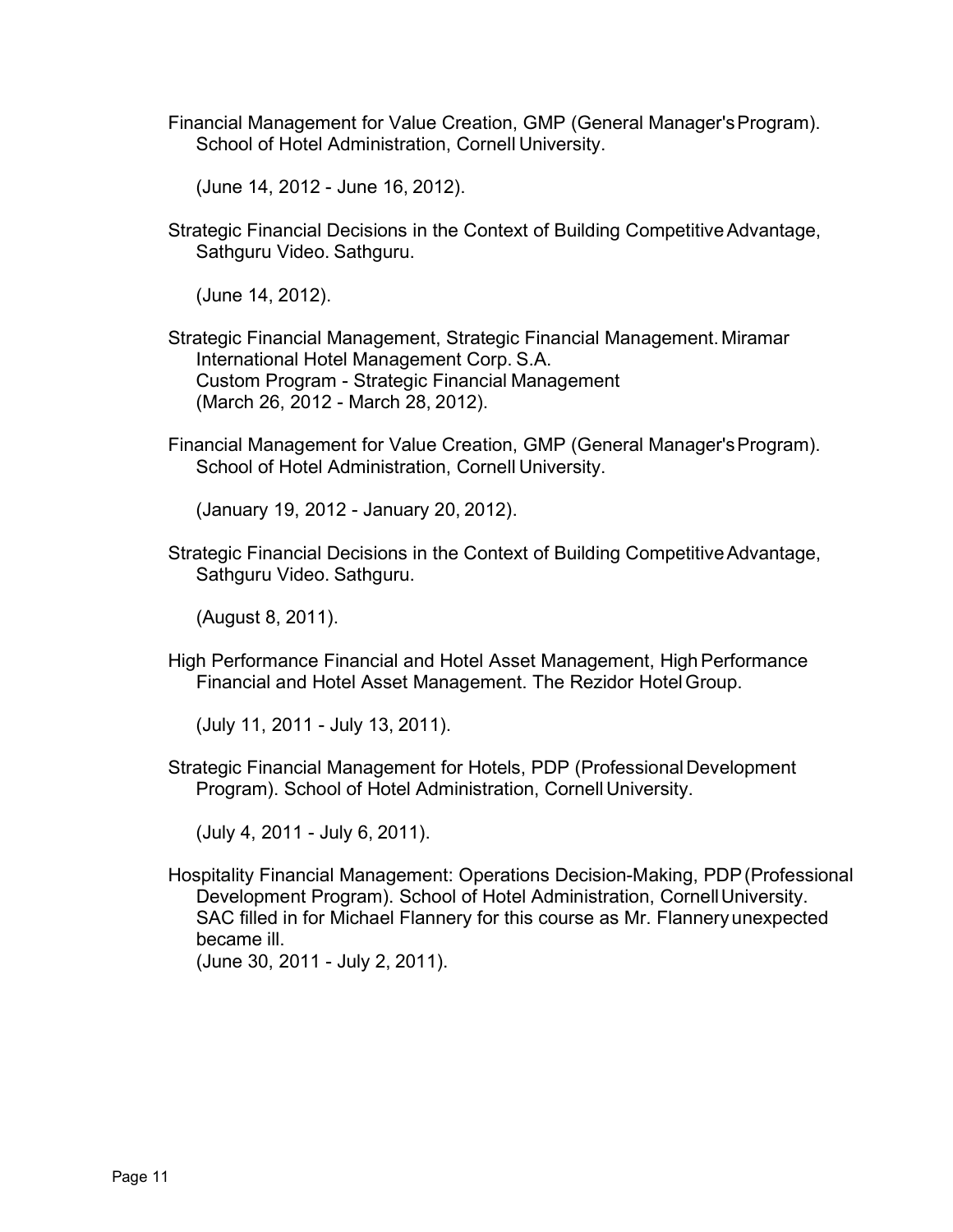Financial Management for Value Creation, GMP (General Manager's Program). School of Hotel Administration, Cornell University.

(June 14, 2012 - June 16, 2012).

Strategic Financial Decisions in the Context of Building Competitive Advantage, Sathguru Video. Sathguru.

(June 14, 2012).

Strategic Financial Management, Strategic Financial Management. Miramar International Hotel Management Corp. S.A.
Custom Program - Strategic Financial Management
(March 26, 2012 - March 28, 2012).

Financial Management for Value Creation, GMP (General Manager's Program). School of Hotel Administration, Cornell University.

(January 19, 2012 - January 20, 2012).

Strategic Financial Decisions in the Context of Building Competitive Advantage, Sathguru Video. Sathguru.

(August 8, 2011).

High Performance Financial and Hotel Asset Management, High Performance Financial and Hotel Asset Management. The Rezidor Hotel Group.

(July 11, 2011 - July 13, 2011).

Strategic Financial Management for Hotels, PDP (Professional Development Program). School of Hotel Administration, Cornell University.

(July 4, 2011 - July 6, 2011).

Hospitality Financial Management: Operations Decision-Making, PDP (Professional Development Program). School of Hotel Administration, Cornell University.
SAC filled in for Michael Flannery for this course as Mr. Flannery unexpected became ill.
(June 30, 2011 - July 2, 2011).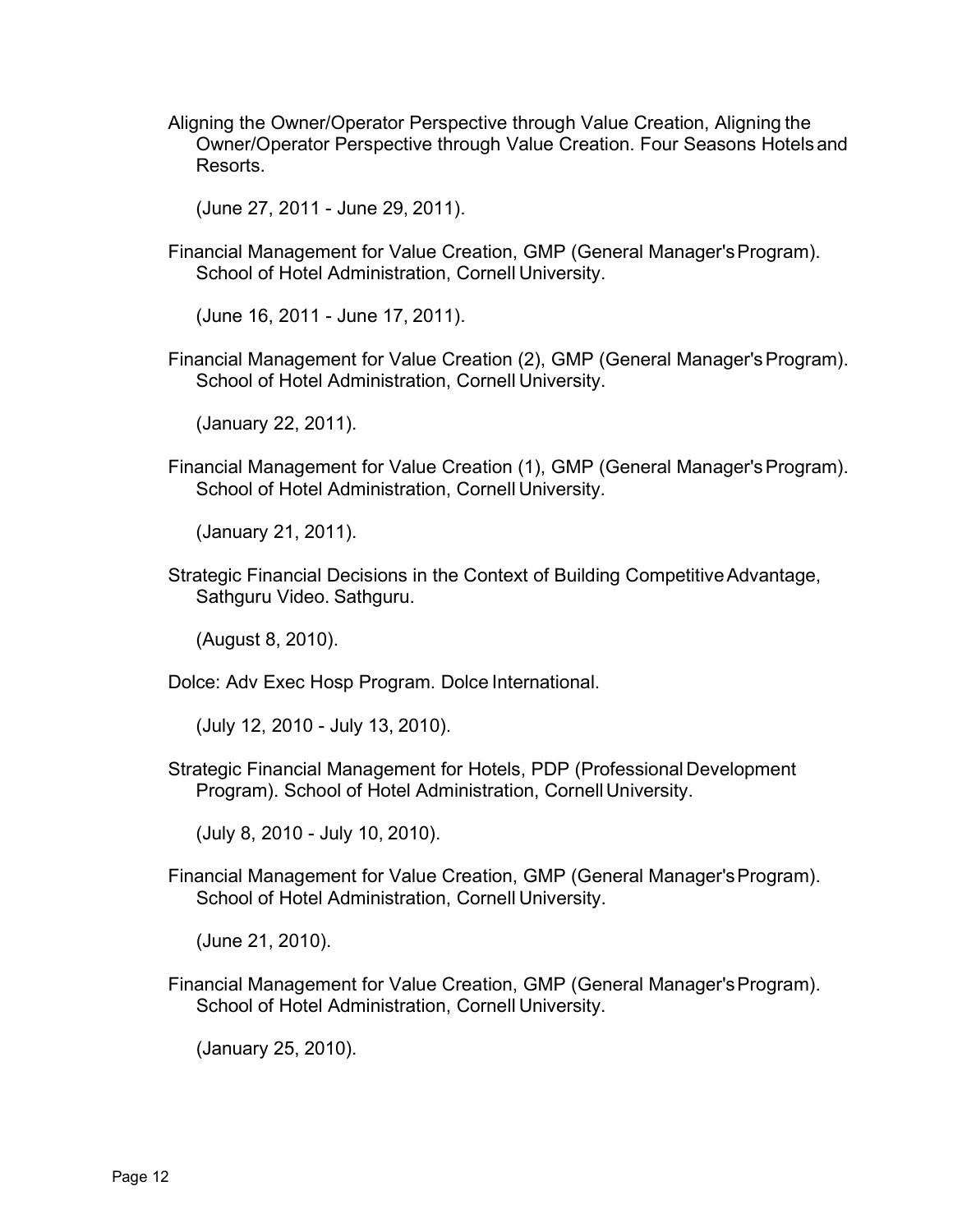Aligning the Owner/Operator Perspective through Value Creation, Aligning the Owner/Operator Perspective through Value Creation. Four Seasons Hotels and Resorts.

(June 27, 2011 - June 29, 2011).

Financial Management for Value Creation, GMP (General Manager's Program). School of Hotel Administration, Cornell University.

(June 16, 2011 - June 17, 2011).

Financial Management for Value Creation (2), GMP (General Manager's Program). School of Hotel Administration, Cornell University.

(January 22, 2011).

Financial Management for Value Creation (1), GMP (General Manager's Program). School of Hotel Administration, Cornell University.

(January 21, 2011).

Strategic Financial Decisions in the Context of Building Competitive Advantage, Sathguru Video. Sathguru.

(August 8, 2010).

Dolce: Adv Exec Hosp Program. Dolce International.

(July 12, 2010 - July 13, 2010).

Strategic Financial Management for Hotels, PDP (Professional Development Program). School of Hotel Administration, Cornell University.

(July 8, 2010 - July 10, 2010).

Financial Management for Value Creation, GMP (General Manager's Program). School of Hotel Administration, Cornell University.

(June 21, 2010).

Financial Management for Value Creation, GMP (General Manager's Program). School of Hotel Administration, Cornell University.

(January 25, 2010).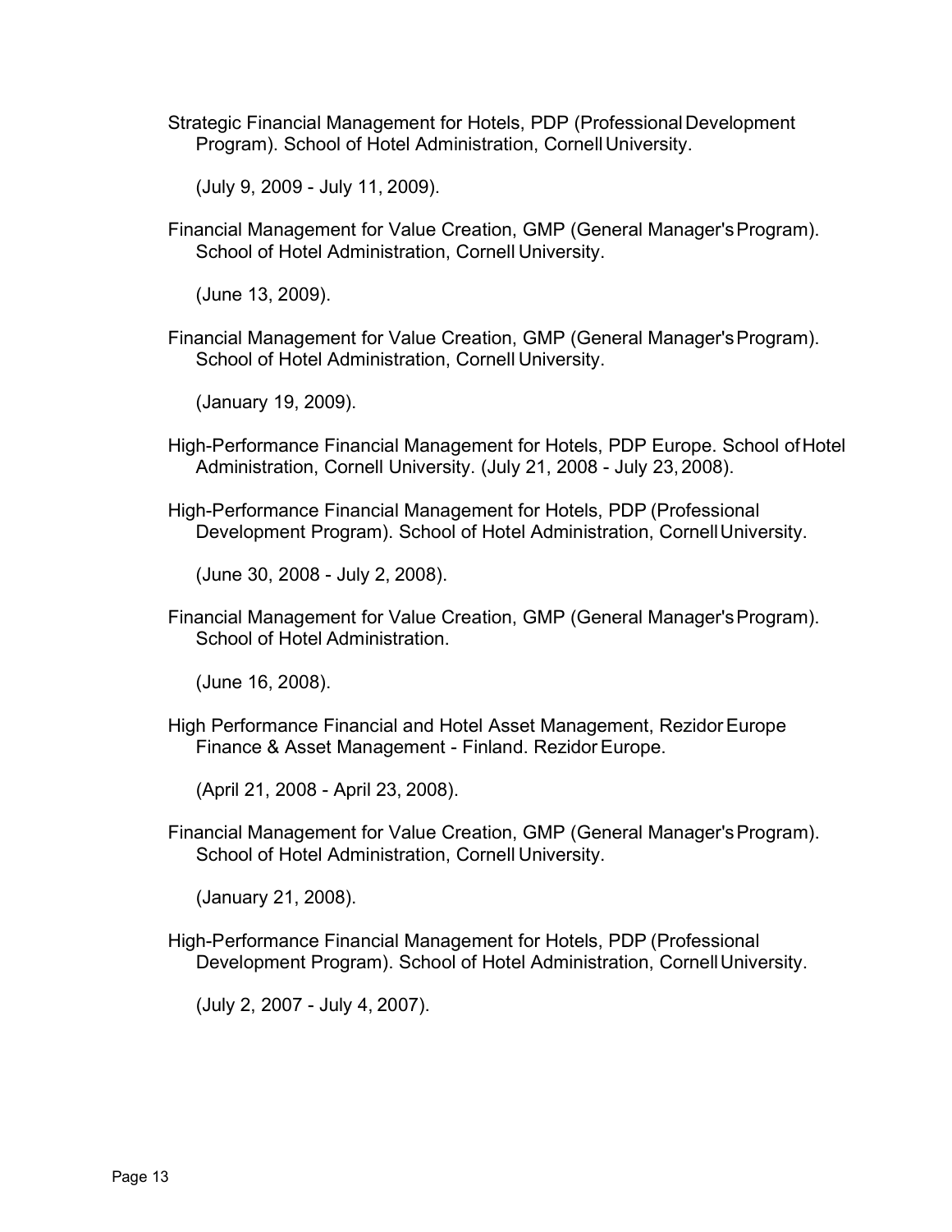Strategic Financial Management for Hotels, PDP (Professional Development Program). School of Hotel Administration, Cornell University.

(July 9, 2009 - July 11, 2009).

Financial Management for Value Creation, GMP (General Manager's Program). School of Hotel Administration, Cornell University.

(June 13, 2009).

Financial Management for Value Creation, GMP (General Manager's Program). School of Hotel Administration, Cornell University.

(January 19, 2009).

High-Performance Financial Management for Hotels, PDP Europe. School of Hotel Administration, Cornell University. (July 21, 2008 - July 23, 2008).

High-Performance Financial Management for Hotels, PDP (Professional Development Program). School of Hotel Administration, Cornell University.

(June 30, 2008 - July 2, 2008).

Financial Management for Value Creation, GMP (General Manager's Program). School of Hotel Administration.

(June 16, 2008).

High Performance Financial and Hotel Asset Management, Rezidor Europe Finance & Asset Management - Finland. Rezidor Europe.

(April 21, 2008 - April 23, 2008).

Financial Management for Value Creation, GMP (General Manager's Program). School of Hotel Administration, Cornell University.

(January 21, 2008).

High-Performance Financial Management for Hotels, PDP (Professional Development Program). School of Hotel Administration, Cornell University.

(July 2, 2007 - July 4, 2007).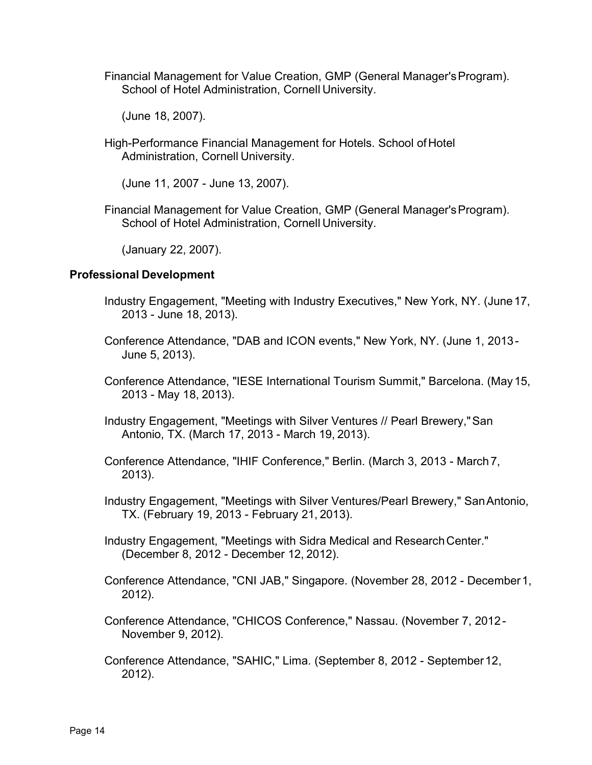Financial Management for Value Creation, GMP (General Manager's Program). School of Hotel Administration, Cornell University.

(June 18, 2007).

High-Performance Financial Management for Hotels. School of Hotel Administration, Cornell University.

(June 11, 2007 - June 13, 2007).

Financial Management for Value Creation, GMP (General Manager's Program). School of Hotel Administration, Cornell University.

(January 22, 2007).

### Professional Development

Industry Engagement, "Meeting with Industry Executives," New York, NY. (June 17, 2013 - June 18, 2013).

Conference Attendance, "DAB and ICON events," New York, NY. (June 1, 2013 - June 5, 2013).

Conference Attendance, "IESE International Tourism Summit," Barcelona. (May 15, 2013 - May 18, 2013).

Industry Engagement, "Meetings with Silver Ventures // Pearl Brewery," San Antonio, TX. (March 17, 2013 - March 19, 2013).

Conference Attendance, "IHIF Conference," Berlin. (March 3, 2013 - March 7, 2013).

Industry Engagement, "Meetings with Silver Ventures/Pearl Brewery," San Antonio, TX. (February 19, 2013 - February 21, 2013).

Industry Engagement, "Meetings with Sidra Medical and Research Center." (December 8, 2012 - December 12, 2012).

Conference Attendance, "CNI JAB," Singapore. (November 28, 2012 - December 1, 2012).

Conference Attendance, "CHICOS Conference," Nassau. (November 7, 2012 - November 9, 2012).

Conference Attendance, "SAHIC," Lima. (September 8, 2012 - September 12, 2012).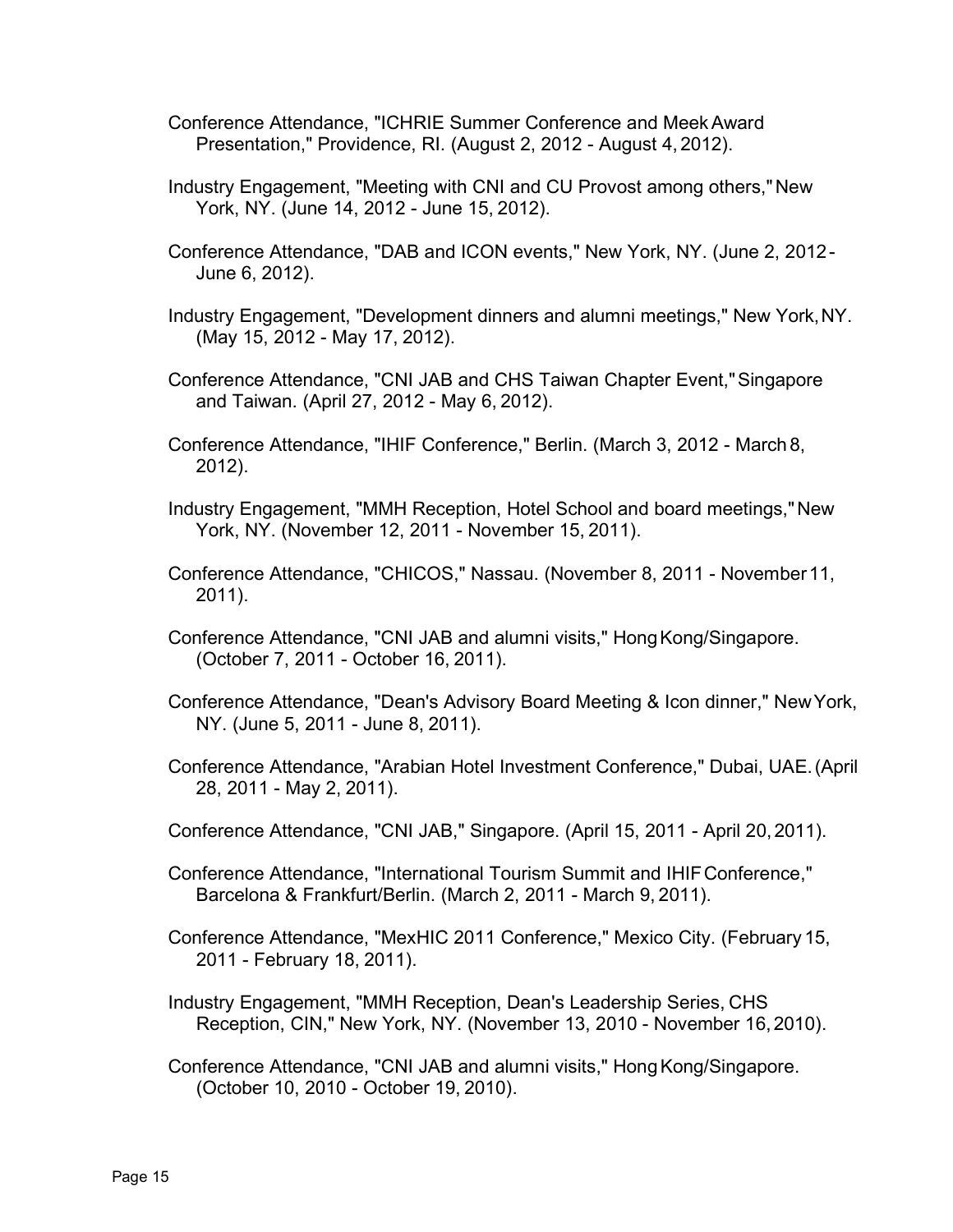Conference Attendance, "ICHRIE Summer Conference and Meek Award Presentation," Providence, RI. (August 2, 2012 - August 4, 2012).

Industry Engagement, "Meeting with CNI and CU Provost among others," New York, NY. (June 14, 2012 - June 15, 2012).

Conference Attendance, "DAB and ICON events," New York, NY. (June 2, 2012 - June 6, 2012).

Industry Engagement, "Development dinners and alumni meetings," New York, NY. (May 15, 2012 - May 17, 2012).

Conference Attendance, "CNI JAB and CHS Taiwan Chapter Event," Singapore and Taiwan. (April 27, 2012 - May 6, 2012).

Conference Attendance, "IHIF Conference," Berlin. (March 3, 2012 - March 8, 2012).

Industry Engagement, "MMH Reception, Hotel School and board meetings," New York, NY. (November 12, 2011 - November 15, 2011).

Conference Attendance, "CHICOS," Nassau. (November 8, 2011 - November 11, 2011).

Conference Attendance, "CNI JAB and alumni visits," Hong Kong/Singapore. (October 7, 2011 - October 16, 2011).

Conference Attendance, "Dean's Advisory Board Meeting & Icon dinner," New York, NY. (June 5, 2011 - June 8, 2011).

Conference Attendance, "Arabian Hotel Investment Conference," Dubai, UAE. (April 28, 2011 - May 2, 2011).

Conference Attendance, "CNI JAB," Singapore. (April 15, 2011 - April 20, 2011).

Conference Attendance, "International Tourism Summit and IHIF Conference," Barcelona & Frankfurt/Berlin. (March 2, 2011 - March 9, 2011).

Conference Attendance, "MexHIC 2011 Conference," Mexico City. (February 15, 2011 - February 18, 2011).

Industry Engagement, "MMH Reception, Dean's Leadership Series, CHS Reception, CIN," New York, NY. (November 13, 2010 - November 16, 2010).

Conference Attendance, "CNI JAB and alumni visits," Hong Kong/Singapore. (October 10, 2010 - October 19, 2010).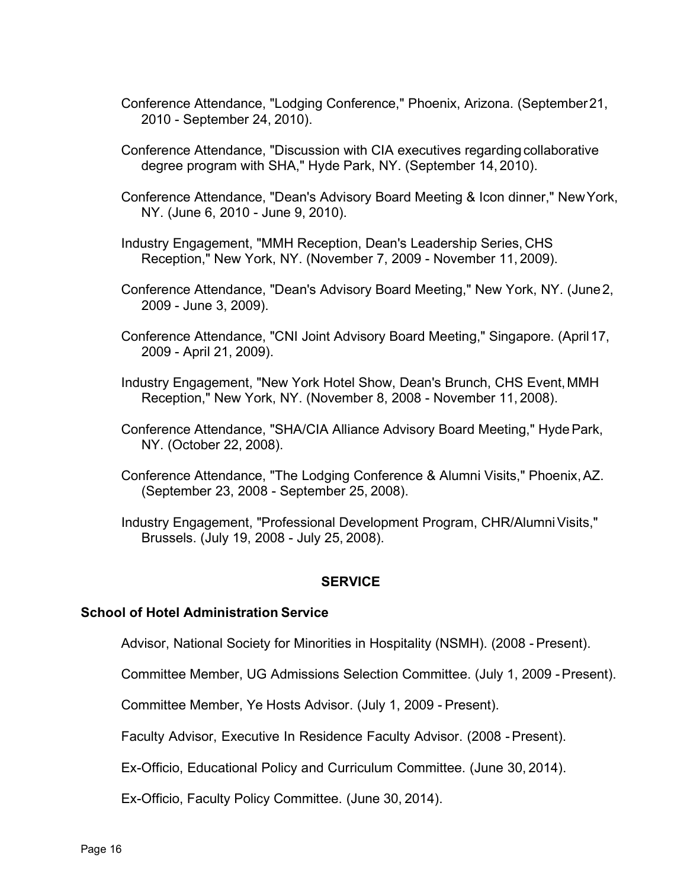Conference Attendance, "Lodging Conference," Phoenix, Arizona. (September 21, 2010 - September 24, 2010).

Conference Attendance, "Discussion with CIA executives regarding collaborative degree program with SHA," Hyde Park, NY. (September 14, 2010).

Conference Attendance, "Dean's Advisory Board Meeting & Icon dinner," New York, NY. (June 6, 2010 - June 9, 2010).

Industry Engagement, "MMH Reception, Dean's Leadership Series, CHS Reception," New York, NY. (November 7, 2009 - November 11, 2009).

Conference Attendance, "Dean's Advisory Board Meeting," New York, NY. (June 2, 2009 - June 3, 2009).

Conference Attendance, "CNI Joint Advisory Board Meeting," Singapore. (April 17, 2009 - April 21, 2009).

Industry Engagement, "New York Hotel Show, Dean's Brunch, CHS Event, MMH Reception," New York, NY. (November 8, 2008 - November 11, 2008).

Conference Attendance, "SHA/CIA Alliance Advisory Board Meeting," Hyde Park, NY. (October 22, 2008).

Conference Attendance, "The Lodging Conference & Alumni Visits," Phoenix, AZ. (September 23, 2008 - September 25, 2008).

Industry Engagement, "Professional Development Program, CHR/Alumni Visits," Brussels. (July 19, 2008 - July 25, 2008).

## SERVICE

### School of Hotel Administration Service

Advisor, National Society for Minorities in Hospitality (NSMH). (2008 - Present).

Committee Member, UG Admissions Selection Committee. (July 1, 2009 - Present).

Committee Member, Ye Hosts Advisor. (July 1, 2009 - Present).

Faculty Advisor, Executive In Residence Faculty Advisor. (2008 - Present).

Ex-Officio, Educational Policy and Curriculum Committee. (June 30, 2014).

Ex-Officio, Faculty Policy Committee. (June 30, 2014).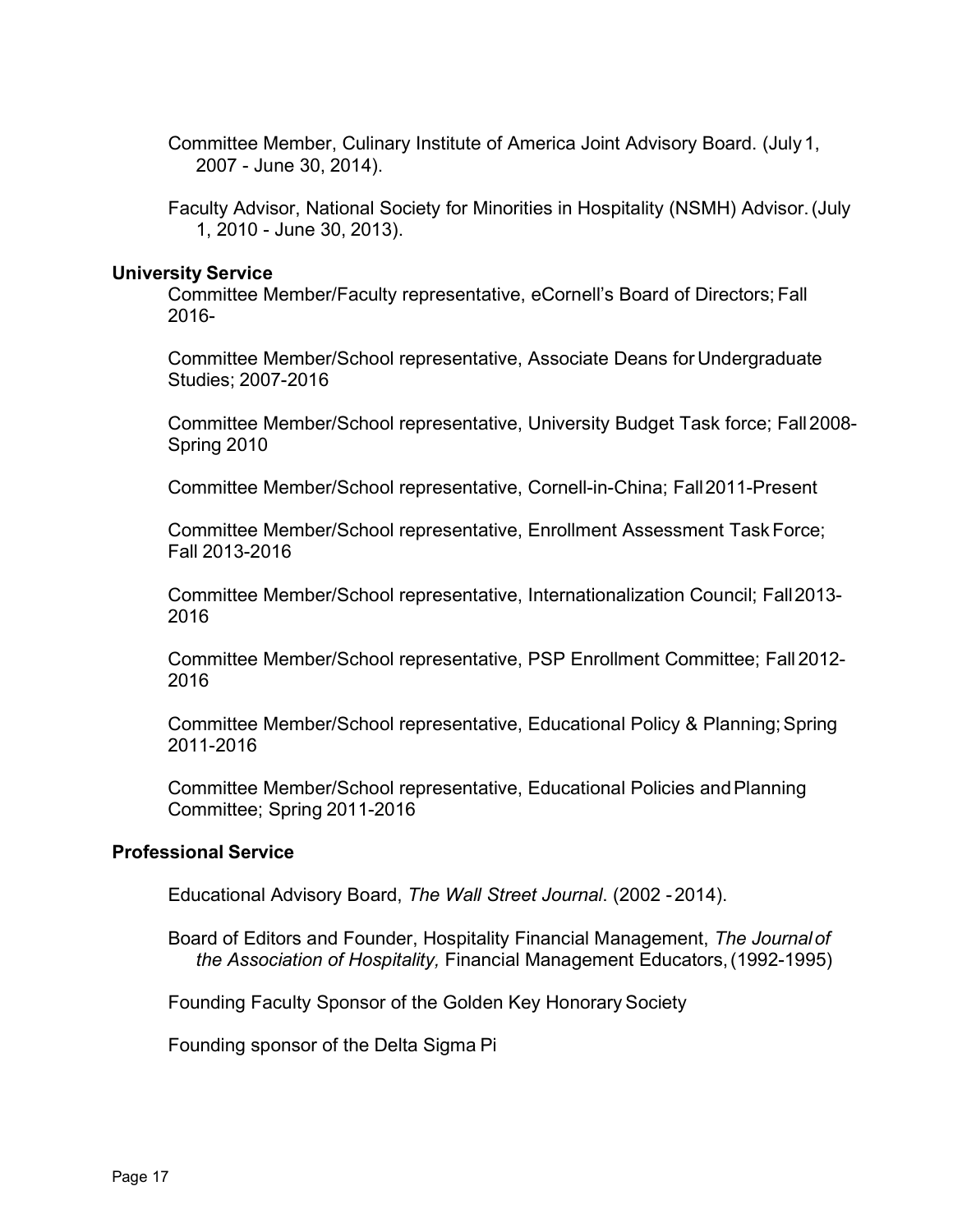Committee Member, Culinary Institute of America Joint Advisory Board. (July 1, 2007 - June 30, 2014).

Faculty Advisor, National Society for Minorities in Hospitality (NSMH) Advisor. (July 1, 2010 - June 30, 2013).

### University Service

Committee Member/Faculty representative, eCornell's Board of Directors; Fall 2016-

Committee Member/School representative, Associate Deans for Undergraduate Studies; 2007-2016

Committee Member/School representative, University Budget Task force; Fall 2008-Spring 2010

Committee Member/School representative, Cornell-in-China; Fall 2011-Present

Committee Member/School representative, Enrollment Assessment Task Force; Fall 2013-2016

Committee Member/School representative, Internationalization Council; Fall 2013-2016

Committee Member/School representative, PSP Enrollment Committee; Fall 2012-2016

Committee Member/School representative, Educational Policy & Planning; Spring 2011-2016

Committee Member/School representative, Educational Policies and Planning Committee; Spring 2011-2016

### Professional Service

Educational Advisory Board, *The Wall Street Journal*. (2002 - 2014).

Board of Editors and Founder, Hospitality Financial Management, *The Journal of the Association of Hospitality,* Financial Management Educators, (1992-1995)

Founding Faculty Sponsor of the Golden Key Honorary Society

Founding sponsor of the Delta Sigma Pi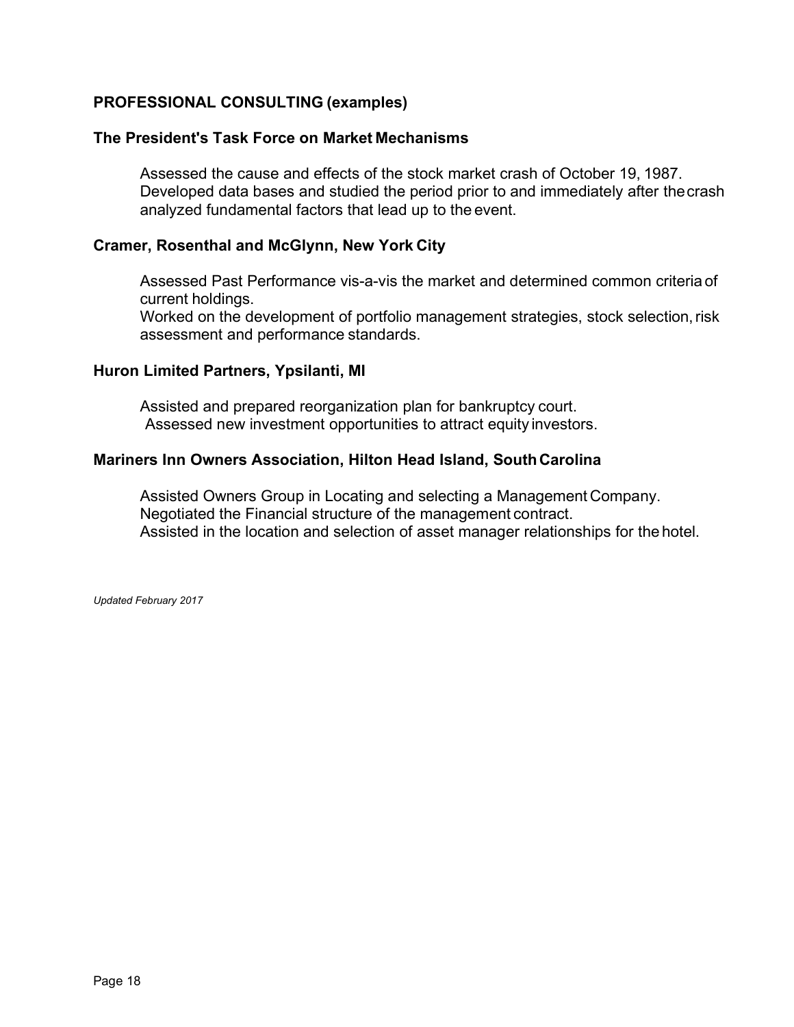## PROFESSIONAL CONSULTING (examples)

### The President's Task Force on Market Mechanisms

Assessed the cause and effects of the stock market crash of October 19, 1987. Developed data bases and studied the period prior to and immediately after the crash analyzed fundamental factors that lead up to the event.

### Cramer, Rosenthal and McGlynn, New York City

Assessed Past Performance vis-a-vis the market and determined common criteria of current holdings.
Worked on the development of portfolio management strategies, stock selection, risk assessment and performance standards.

### Huron Limited Partners, Ypsilanti, MI

Assisted and prepared reorganization plan for bankruptcy court.
Assessed new investment opportunities to attract equity investors.

### Mariners Inn Owners Association, Hilton Head Island, South Carolina

Assisted Owners Group in Locating and selecting a Management Company.
Negotiated the Financial structure of the management contract.
Assisted in the location and selection of asset manager relationships for the hotel.

*Updated February 2017*